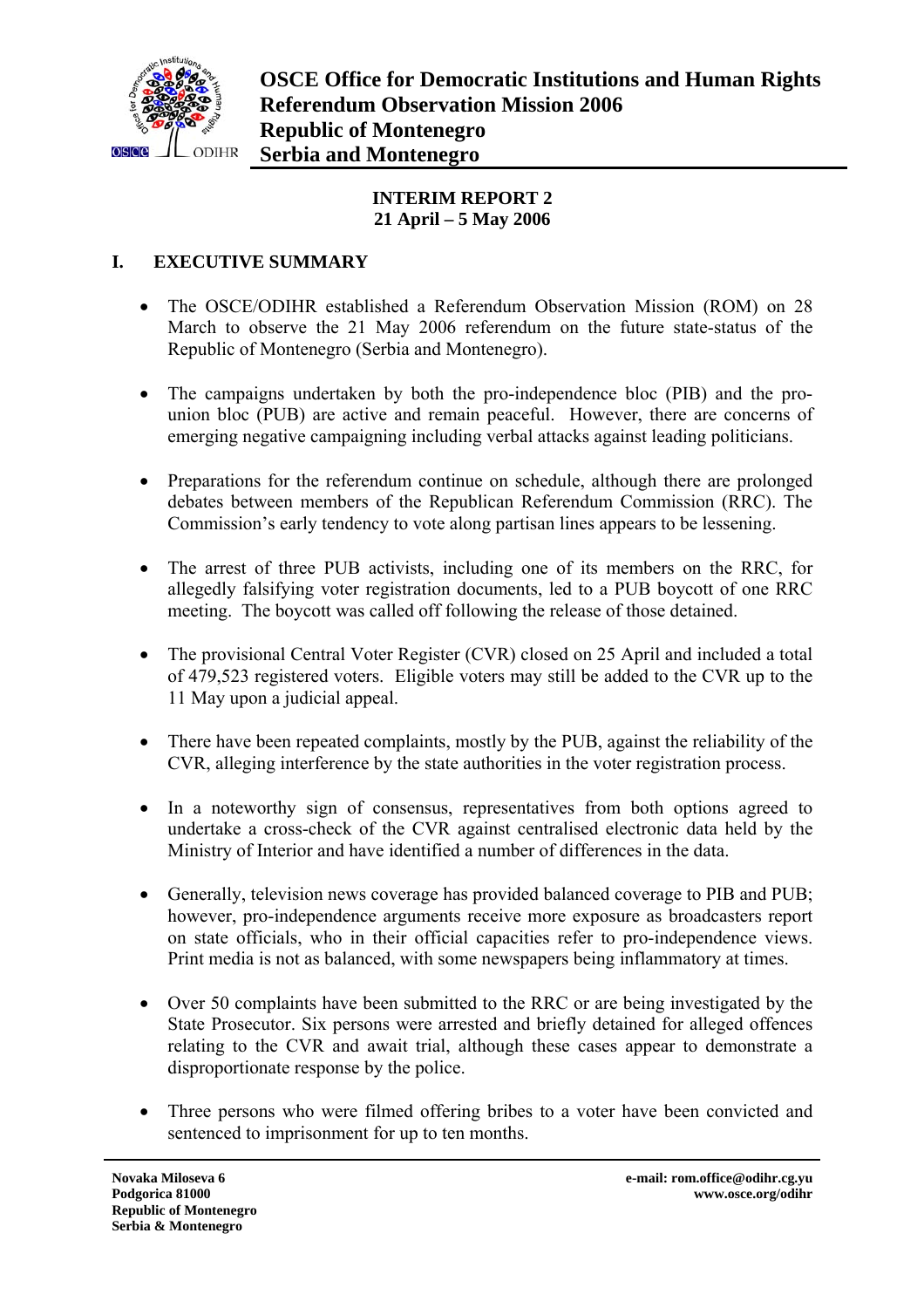**OSCE Office for Democratic Institutions and Human Rights**
**Referendum Observation Mission 2006**
**Republic of Montenegro**
**Serbia and Montenegro**

**INTERIM REPORT 2**
**21 April – 5 May 2006**

## I. EXECUTIVE SUMMARY

- The OSCE/ODIHR established a Referendum Observation Mission (ROM) on 28 March to observe the 21 May 2006 referendum on the future state-status of the Republic of Montenegro (Serbia and Montenegro).

- The campaigns undertaken by both the pro-independence bloc (PIB) and the pro-union bloc (PUB) are active and remain peaceful. However, there are concerns of emerging negative campaigning including verbal attacks against leading politicians.

- Preparations for the referendum continue on schedule, although there are prolonged debates between members of the Republican Referendum Commission (RRC). The Commission's early tendency to vote along partisan lines appears to be lessening.

- The arrest of three PUB activists, including one of its members on the RRC, for allegedly falsifying voter registration documents, led to a PUB boycott of one RRC meeting. The boycott was called off following the release of those detained.

- The provisional Central Voter Register (CVR) closed on 25 April and included a total of 479,523 registered voters. Eligible voters may still be added to the CVR up to the 11 May upon a judicial appeal.

- There have been repeated complaints, mostly by the PUB, against the reliability of the CVR, alleging interference by the state authorities in the voter registration process.

- In a noteworthy sign of consensus, representatives from both options agreed to undertake a cross-check of the CVR against centralised electronic data held by the Ministry of Interior and have identified a number of differences in the data.

- Generally, television news coverage has provided balanced coverage to PIB and PUB; however, pro-independence arguments receive more exposure as broadcasters report on state officials, who in their official capacities refer to pro-independence views. Print media is not as balanced, with some newspapers being inflammatory at times.

- Over 50 complaints have been submitted to the RRC or are being investigated by the State Prosecutor. Six persons were arrested and briefly detained for alleged offences relating to the CVR and await trial, although these cases appear to demonstrate a disproportionate response by the police.

- Three persons who were filmed offering bribes to a voter have been convicted and sentenced to imprisonment for up to ten months.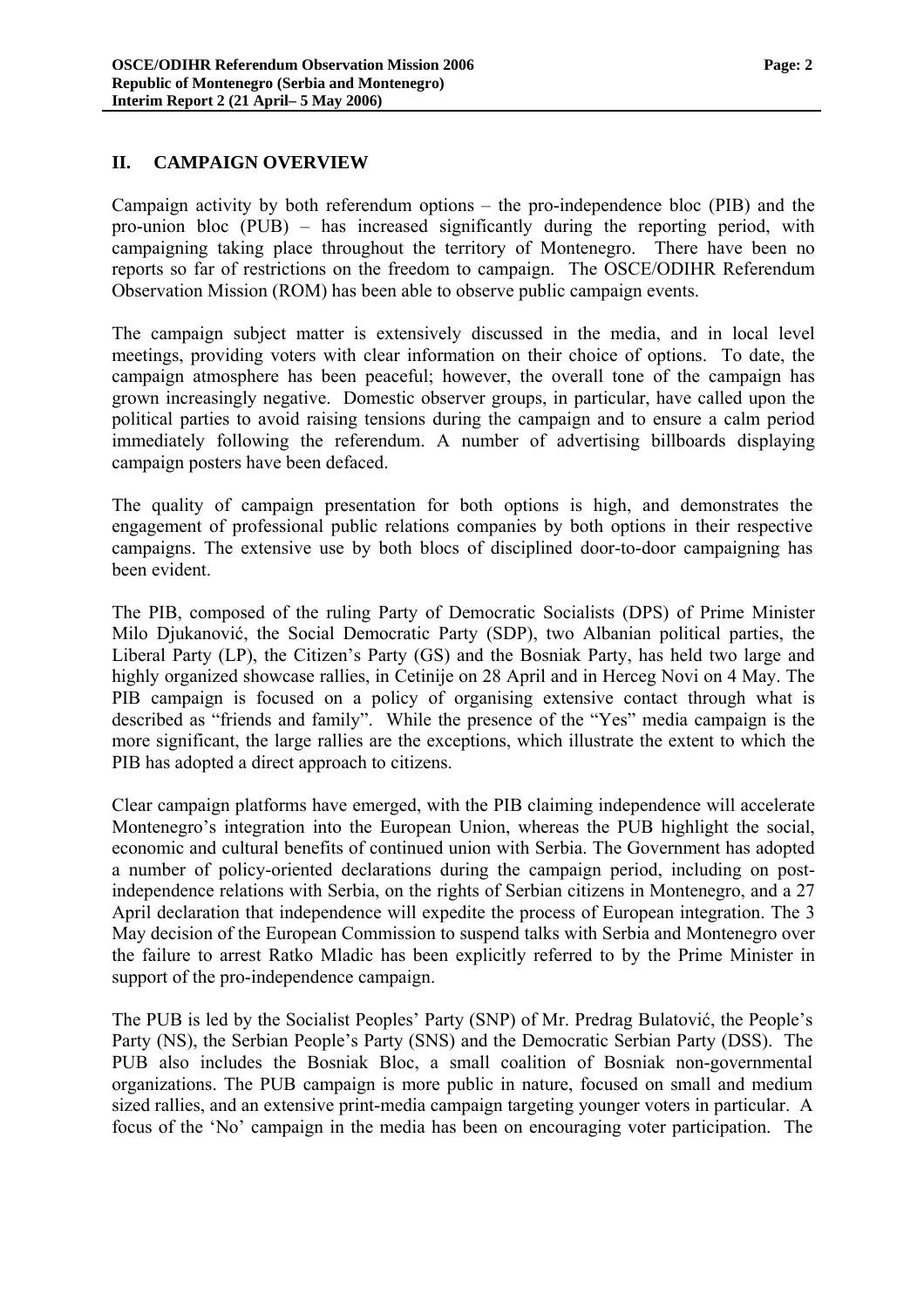## II. CAMPAIGN OVERVIEW

Campaign activity by both referendum options – the pro-independence bloc (PIB) and the pro-union bloc (PUB) – has increased significantly during the reporting period, with campaigning taking place throughout the territory of Montenegro. There have been no reports so far of restrictions on the freedom to campaign. The OSCE/ODIHR Referendum Observation Mission (ROM) has been able to observe public campaign events.

The campaign subject matter is extensively discussed in the media, and in local level meetings, providing voters with clear information on their choice of options. To date, the campaign atmosphere has been peaceful; however, the overall tone of the campaign has grown increasingly negative. Domestic observer groups, in particular, have called upon the political parties to avoid raising tensions during the campaign and to ensure a calm period immediately following the referendum. A number of advertising billboards displaying campaign posters have been defaced.

The quality of campaign presentation for both options is high, and demonstrates the engagement of professional public relations companies by both options in their respective campaigns. The extensive use by both blocs of disciplined door-to-door campaigning has been evident.

The PIB, composed of the ruling Party of Democratic Socialists (DPS) of Prime Minister Milo Djukanović, the Social Democratic Party (SDP), two Albanian political parties, the Liberal Party (LP), the Citizen's Party (GS) and the Bosniak Party, has held two large and highly organized showcase rallies, in Cetinije on 28 April and in Herceg Novi on 4 May. The PIB campaign is focused on a policy of organising extensive contact through what is described as "friends and family". While the presence of the "Yes" media campaign is the more significant, the large rallies are the exceptions, which illustrate the extent to which the PIB has adopted a direct approach to citizens.

Clear campaign platforms have emerged, with the PIB claiming independence will accelerate Montenegro's integration into the European Union, whereas the PUB highlight the social, economic and cultural benefits of continued union with Serbia. The Government has adopted a number of policy-oriented declarations during the campaign period, including on post-independence relations with Serbia, on the rights of Serbian citizens in Montenegro, and a 27 April declaration that independence will expedite the process of European integration. The 3 May decision of the European Commission to suspend talks with Serbia and Montenegro over the failure to arrest Ratko Mladic has been explicitly referred to by the Prime Minister in support of the pro-independence campaign.

The PUB is led by the Socialist Peoples' Party (SNP) of Mr. Predrag Bulatović, the People's Party (NS), the Serbian People's Party (SNS) and the Democratic Serbian Party (DSS). The PUB also includes the Bosniak Bloc, a small coalition of Bosniak non-governmental organizations. The PUB campaign is more public in nature, focused on small and medium sized rallies, and an extensive print-media campaign targeting younger voters in particular. A focus of the 'No' campaign in the media has been on encouraging voter participation. The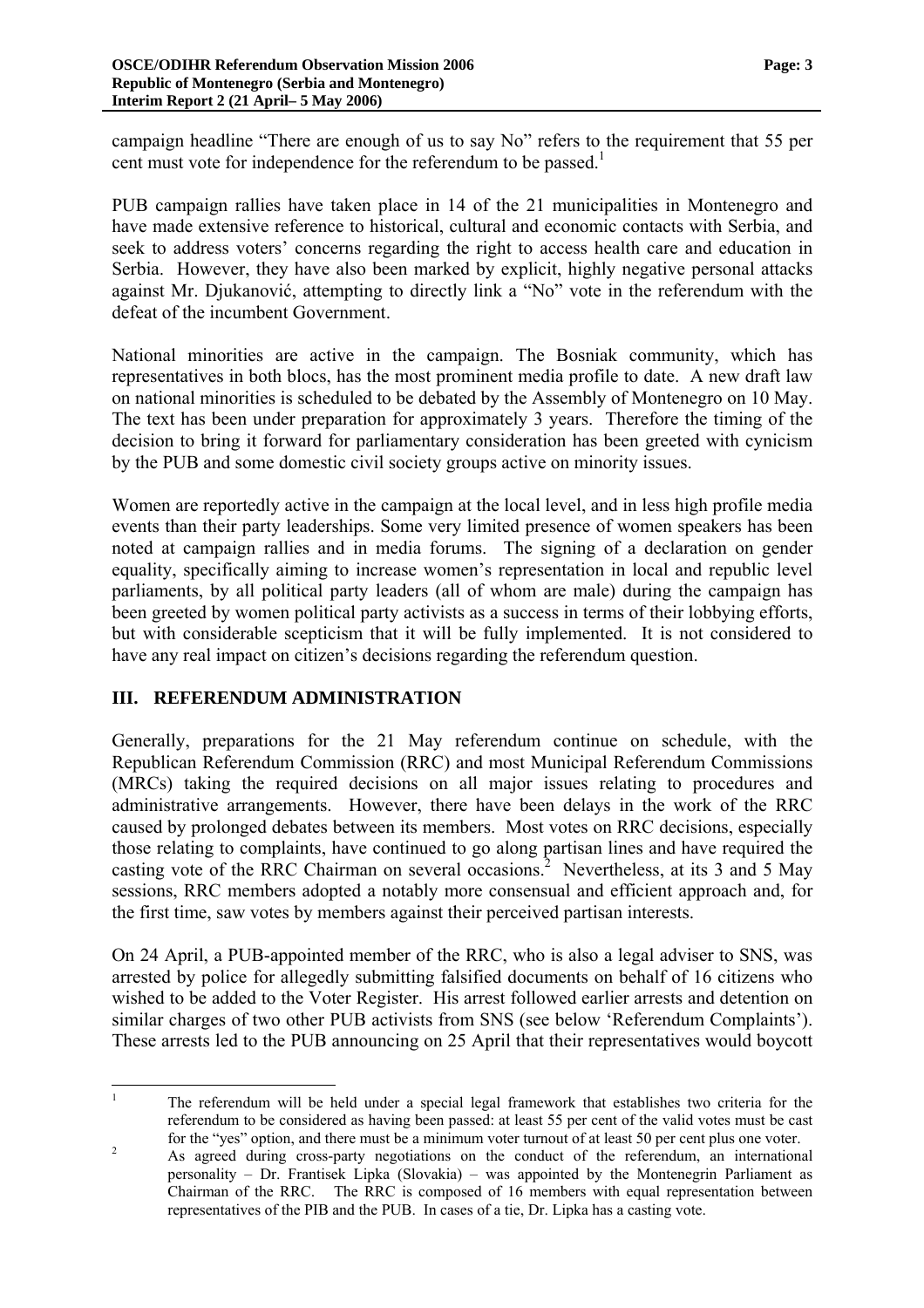campaign headline "There are enough of us to say No" refers to the requirement that 55 per cent must vote for independence for the referendum to be passed.[1]

PUB campaign rallies have taken place in 14 of the 21 municipalities in Montenegro and have made extensive reference to historical, cultural and economic contacts with Serbia, and seek to address voters' concerns regarding the right to access health care and education in Serbia. However, they have also been marked by explicit, highly negative personal attacks against Mr. Djukanović, attempting to directly link a "No" vote in the referendum with the defeat of the incumbent Government.

National minorities are active in the campaign. The Bosniak community, which has representatives in both blocs, has the most prominent media profile to date. A new draft law on national minorities is scheduled to be debated by the Assembly of Montenegro on 10 May. The text has been under preparation for approximately 3 years. Therefore the timing of the decision to bring it forward for parliamentary consideration has been greeted with cynicism by the PUB and some domestic civil society groups active on minority issues.

Women are reportedly active in the campaign at the local level, and in less high profile media events than their party leaderships. Some very limited presence of women speakers has been noted at campaign rallies and in media forums. The signing of a declaration on gender equality, specifically aiming to increase women's representation in local and republic level parliaments, by all political party leaders (all of whom are male) during the campaign has been greeted by women political party activists as a success in terms of their lobbying efforts, but with considerable scepticism that it will be fully implemented. It is not considered to have any real impact on citizen's decisions regarding the referendum question.

## III. REFERENDUM ADMINISTRATION

Generally, preparations for the 21 May referendum continue on schedule, with the Republican Referendum Commission (RRC) and most Municipal Referendum Commissions (MRCs) taking the required decisions on all major issues relating to procedures and administrative arrangements. However, there have been delays in the work of the RRC caused by prolonged debates between its members. Most votes on RRC decisions, especially those relating to complaints, have continued to go along partisan lines and have required the casting vote of the RRC Chairman on several occasions.[2] Nevertheless, at its 3 and 5 May sessions, RRC members adopted a notably more consensual and efficient approach and, for the first time, saw votes by members against their perceived partisan interests.

On 24 April, a PUB-appointed member of the RRC, who is also a legal adviser to SNS, was arrested by police for allegedly submitting falsified documents on behalf of 16 citizens who wished to be added to the Voter Register. His arrest followed earlier arrests and detention on similar charges of two other PUB activists from SNS (see below 'Referendum Complaints'). These arrests led to the PUB announcing on 25 April that their representatives would boycott

---

[1] The referendum will be held under a special legal framework that establishes two criteria for the referendum to be considered as having been passed: at least 55 per cent of the valid votes must be cast for the "yes" option, and there must be a minimum voter turnout of at least 50 per cent plus one voter.

[2] As agreed during cross-party negotiations on the conduct of the referendum, an international personality – Dr. Frantisek Lipka (Slovakia) – was appointed by the Montenegrin Parliament as Chairman of the RRC. The RRC is composed of 16 members with equal representation between representatives of the PIB and the PUB. In cases of a tie, Dr. Lipka has a casting vote.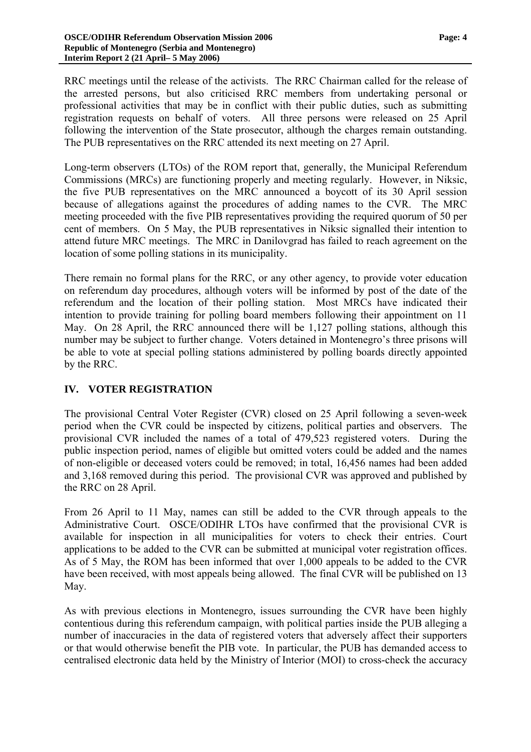RRC meetings until the release of the activists. The RRC Chairman called for the release of the arrested persons, but also criticised RRC members from undertaking personal or professional activities that may be in conflict with their public duties, such as submitting registration requests on behalf of voters. All three persons were released on 25 April following the intervention of the State prosecutor, although the charges remain outstanding. The PUB representatives on the RRC attended its next meeting on 27 April.

Long-term observers (LTOs) of the ROM report that, generally, the Municipal Referendum Commissions (MRCs) are functioning properly and meeting regularly. However, in Niksic, the five PUB representatives on the MRC announced a boycott of its 30 April session because of allegations against the procedures of adding names to the CVR. The MRC meeting proceeded with the five PIB representatives providing the required quorum of 50 per cent of members. On 5 May, the PUB representatives in Niksic signalled their intention to attend future MRC meetings. The MRC in Danilovgrad has failed to reach agreement on the location of some polling stations in its municipality.

There remain no formal plans for the RRC, or any other agency, to provide voter education on referendum day procedures, although voters will be informed by post of the date of the referendum and the location of their polling station. Most MRCs have indicated their intention to provide training for polling board members following their appointment on 11 May. On 28 April, the RRC announced there will be 1,127 polling stations, although this number may be subject to further change. Voters detained in Montenegro's three prisons will be able to vote at special polling stations administered by polling boards directly appointed by the RRC.

## IV. VOTER REGISTRATION

The provisional Central Voter Register (CVR) closed on 25 April following a seven-week period when the CVR could be inspected by citizens, political parties and observers. The provisional CVR included the names of a total of 479,523 registered voters. During the public inspection period, names of eligible but omitted voters could be added and the names of non-eligible or deceased voters could be removed; in total, 16,456 names had been added and 3,168 removed during this period. The provisional CVR was approved and published by the RRC on 28 April.

From 26 April to 11 May, names can still be added to the CVR through appeals to the Administrative Court. OSCE/ODIHR LTOs have confirmed that the provisional CVR is available for inspection in all municipalities for voters to check their entries. Court applications to be added to the CVR can be submitted at municipal voter registration offices. As of 5 May, the ROM has been informed that over 1,000 appeals to be added to the CVR have been received, with most appeals being allowed. The final CVR will be published on 13 May.

As with previous elections in Montenegro, issues surrounding the CVR have been highly contentious during this referendum campaign, with political parties inside the PUB alleging a number of inaccuracies in the data of registered voters that adversely affect their supporters or that would otherwise benefit the PIB vote. In particular, the PUB has demanded access to centralised electronic data held by the Ministry of Interior (MOI) to cross-check the accuracy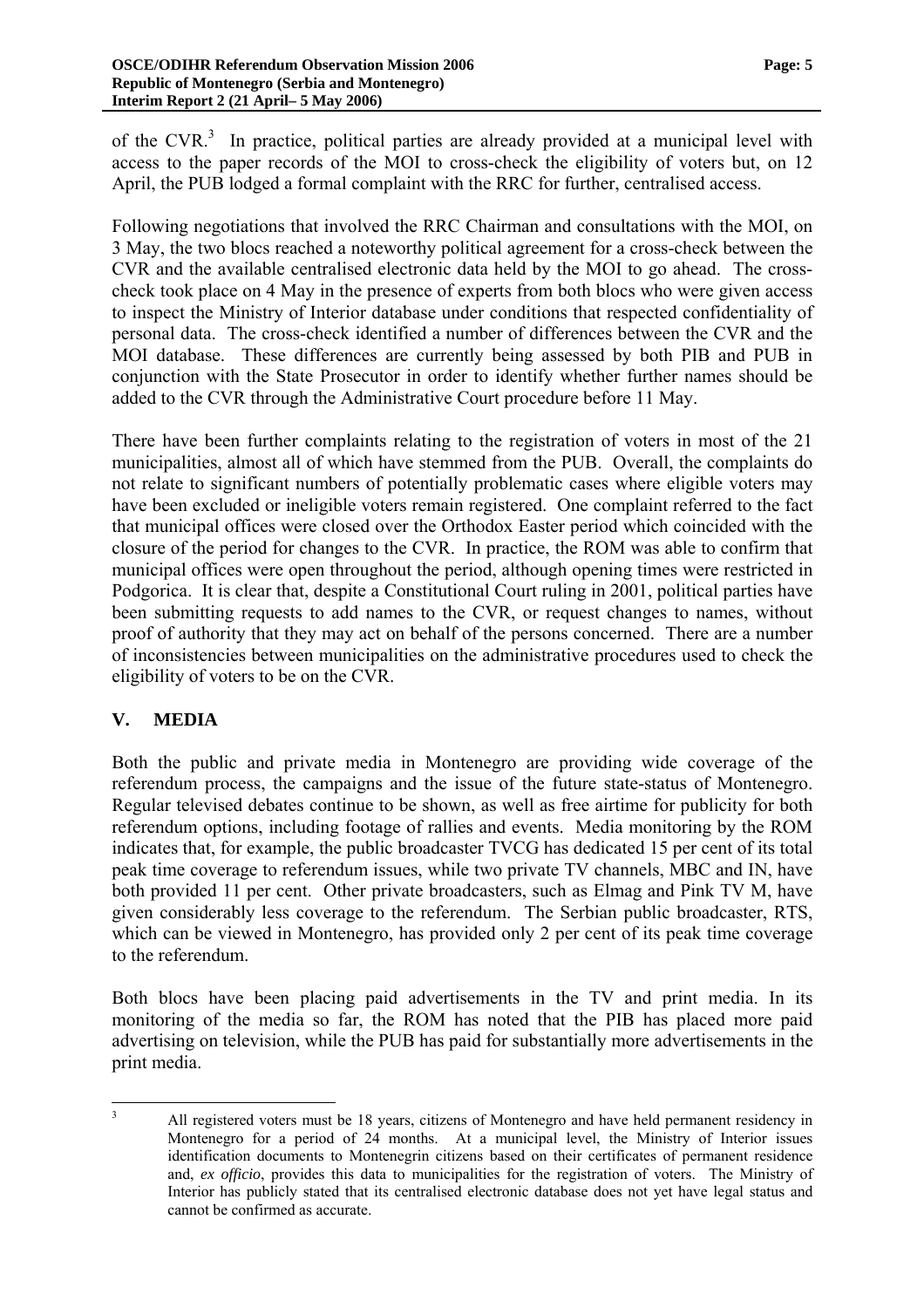of the CVR.[3] In practice, political parties are already provided at a municipal level with access to the paper records of the MOI to cross-check the eligibility of voters but, on 12 April, the PUB lodged a formal complaint with the RRC for further, centralised access.

Following negotiations that involved the RRC Chairman and consultations with the MOI, on 3 May, the two blocs reached a noteworthy political agreement for a cross-check between the CVR and the available centralised electronic data held by the MOI to go ahead. The cross-check took place on 4 May in the presence of experts from both blocs who were given access to inspect the Ministry of Interior database under conditions that respected confidentiality of personal data. The cross-check identified a number of differences between the CVR and the MOI database. These differences are currently being assessed by both PIB and PUB in conjunction with the State Prosecutor in order to identify whether further names should be added to the CVR through the Administrative Court procedure before 11 May.

There have been further complaints relating to the registration of voters in most of the 21 municipalities, almost all of which have stemmed from the PUB. Overall, the complaints do not relate to significant numbers of potentially problematic cases where eligible voters may have been excluded or ineligible voters remain registered. One complaint referred to the fact that municipal offices were closed over the Orthodox Easter period which coincided with the closure of the period for changes to the CVR. In practice, the ROM was able to confirm that municipal offices were open throughout the period, although opening times were restricted in Podgorica. It is clear that, despite a Constitutional Court ruling in 2001, political parties have been submitting requests to add names to the CVR, or request changes to names, without proof of authority that they may act on behalf of the persons concerned. There are a number of inconsistencies between municipalities on the administrative procedures used to check the eligibility of voters to be on the CVR.

## V. MEDIA

Both the public and private media in Montenegro are providing wide coverage of the referendum process, the campaigns and the issue of the future state-status of Montenegro. Regular televised debates continue to be shown, as well as free airtime for publicity for both referendum options, including footage of rallies and events. Media monitoring by the ROM indicates that, for example, the public broadcaster TVCG has dedicated 15 per cent of its total peak time coverage to referendum issues, while two private TV channels, MBC and IN, have both provided 11 per cent. Other private broadcasters, such as Elmag and Pink TV M, have given considerably less coverage to the referendum. The Serbian public broadcaster, RTS, which can be viewed in Montenegro, has provided only 2 per cent of its peak time coverage to the referendum.

Both blocs have been placing paid advertisements in the TV and print media. In its monitoring of the media so far, the ROM has noted that the PIB has placed more paid advertising on television, while the PUB has paid for substantially more advertisements in the print media.

---

[3] All registered voters must be 18 years, citizens of Montenegro and have held permanent residency in Montenegro for a period of 24 months. At a municipal level, the Ministry of Interior issues identification documents to Montenegrin citizens based on their certificates of permanent residence and, *ex officio*, provides this data to municipalities for the registration of voters. The Ministry of Interior has publicly stated that its centralised electronic database does not yet have legal status and cannot be confirmed as accurate.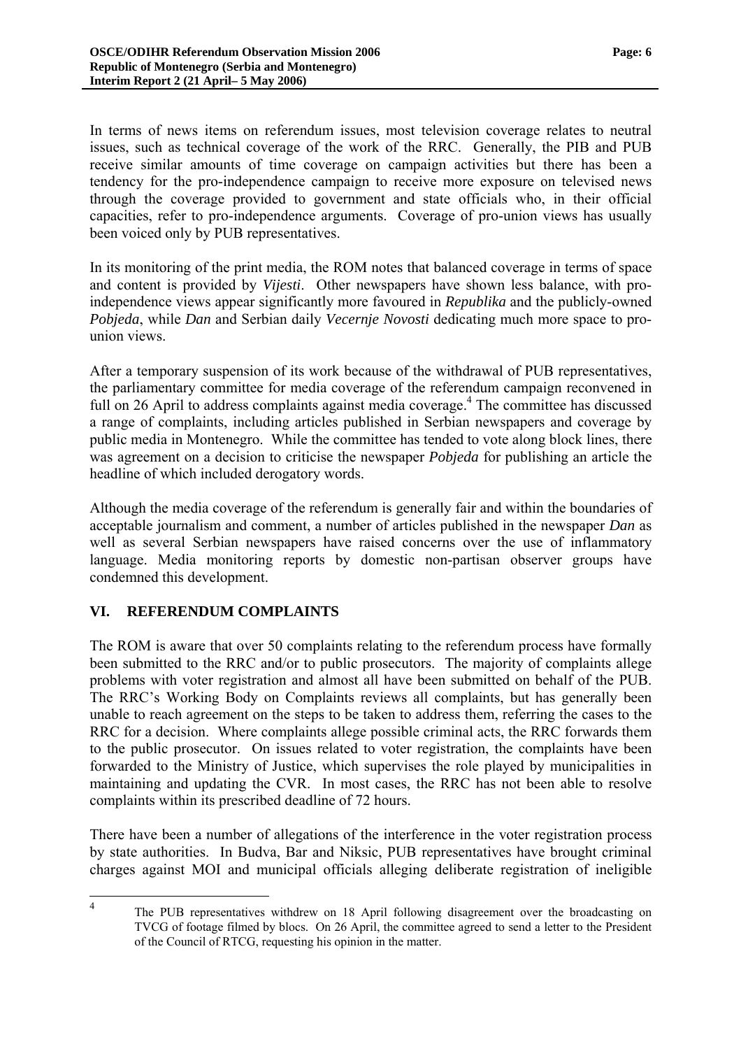In terms of news items on referendum issues, most television coverage relates to neutral issues, such as technical coverage of the work of the RRC. Generally, the PIB and PUB receive similar amounts of time coverage on campaign activities but there has been a tendency for the pro-independence campaign to receive more exposure on televised news through the coverage provided to government and state officials who, in their official capacities, refer to pro-independence arguments. Coverage of pro-union views has usually been voiced only by PUB representatives.

In its monitoring of the print media, the ROM notes that balanced coverage in terms of space and content is provided by *Vijesti*. Other newspapers have shown less balance, with pro-independence views appear significantly more favoured in *Republika* and the publicly-owned *Pobjeda*, while *Dan* and Serbian daily *Vecernje Novosti* dedicating much more space to pro-union views.

After a temporary suspension of its work because of the withdrawal of PUB representatives, the parliamentary committee for media coverage of the referendum campaign reconvened in full on 26 April to address complaints against media coverage.[4] The committee has discussed a range of complaints, including articles published in Serbian newspapers and coverage by public media in Montenegro. While the committee has tended to vote along block lines, there was agreement on a decision to criticise the newspaper *Pobjeda* for publishing an article the headline of which included derogatory words.

Although the media coverage of the referendum is generally fair and within the boundaries of acceptable journalism and comment, a number of articles published in the newspaper *Dan* as well as several Serbian newspapers have raised concerns over the use of inflammatory language. Media monitoring reports by domestic non-partisan observer groups have condemned this development.

## VI. REFERENDUM COMPLAINTS

The ROM is aware that over 50 complaints relating to the referendum process have formally been submitted to the RRC and/or to public prosecutors. The majority of complaints allege problems with voter registration and almost all have been submitted on behalf of the PUB. The RRC's Working Body on Complaints reviews all complaints, but has generally been unable to reach agreement on the steps to be taken to address them, referring the cases to the RRC for a decision. Where complaints allege possible criminal acts, the RRC forwards them to the public prosecutor. On issues related to voter registration, the complaints have been forwarded to the Ministry of Justice, which supervises the role played by municipalities in maintaining and updating the CVR. In most cases, the RRC has not been able to resolve complaints within its prescribed deadline of 72 hours.

There have been a number of allegations of the interference in the voter registration process by state authorities. In Budva, Bar and Niksic, PUB representatives have brought criminal charges against MOI and municipal officials alleging deliberate registration of ineligible

---

[4] The PUB representatives withdrew on 18 April following disagreement over the broadcasting on TVCG of footage filmed by blocs. On 26 April, the committee agreed to send a letter to the President of the Council of RTCG, requesting his opinion in the matter.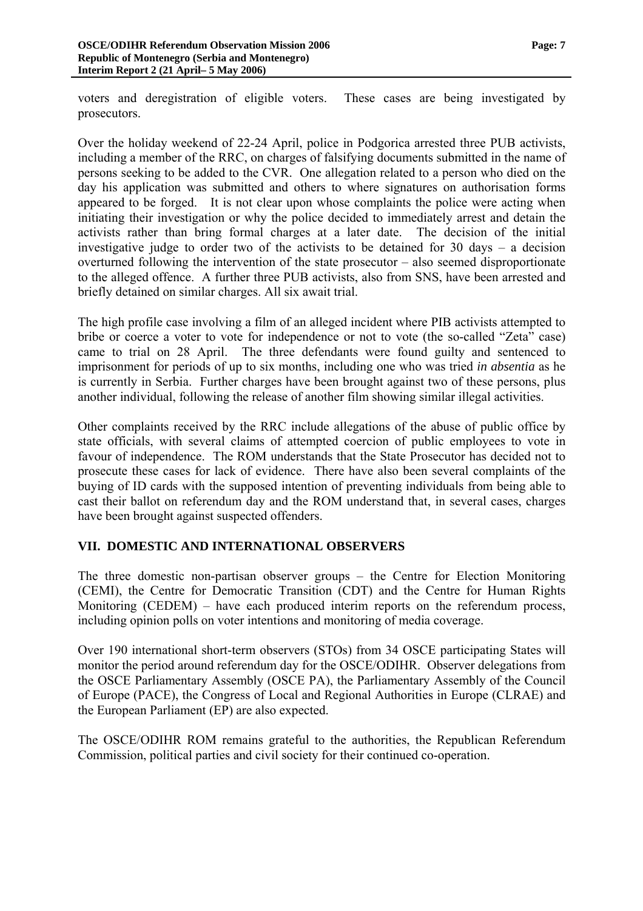voters and deregistration of eligible voters. These cases are being investigated by prosecutors.

Over the holiday weekend of 22-24 April, police in Podgorica arrested three PUB activists, including a member of the RRC, on charges of falsifying documents submitted in the name of persons seeking to be added to the CVR. One allegation related to a person who died on the day his application was submitted and others to where signatures on authorisation forms appeared to be forged. It is not clear upon whose complaints the police were acting when initiating their investigation or why the police decided to immediately arrest and detain the activists rather than bring formal charges at a later date. The decision of the initial investigative judge to order two of the activists to be detained for 30 days – a decision overturned following the intervention of the state prosecutor – also seemed disproportionate to the alleged offence. A further three PUB activists, also from SNS, have been arrested and briefly detained on similar charges. All six await trial.

The high profile case involving a film of an alleged incident where PIB activists attempted to bribe or coerce a voter to vote for independence or not to vote (the so-called "Zeta" case) came to trial on 28 April. The three defendants were found guilty and sentenced to imprisonment for periods of up to six months, including one who was tried *in absentia* as he is currently in Serbia. Further charges have been brought against two of these persons, plus another individual, following the release of another film showing similar illegal activities.

Other complaints received by the RRC include allegations of the abuse of public office by state officials, with several claims of attempted coercion of public employees to vote in favour of independence. The ROM understands that the State Prosecutor has decided not to prosecute these cases for lack of evidence. There have also been several complaints of the buying of ID cards with the supposed intention of preventing individuals from being able to cast their ballot on referendum day and the ROM understand that, in several cases, charges have been brought against suspected offenders.

## VII. DOMESTIC AND INTERNATIONAL OBSERVERS

The three domestic non-partisan observer groups – the Centre for Election Monitoring (CEMI), the Centre for Democratic Transition (CDT) and the Centre for Human Rights Monitoring (CEDEM) – have each produced interim reports on the referendum process, including opinion polls on voter intentions and monitoring of media coverage.

Over 190 international short-term observers (STOs) from 34 OSCE participating States will monitor the period around referendum day for the OSCE/ODIHR. Observer delegations from the OSCE Parliamentary Assembly (OSCE PA), the Parliamentary Assembly of the Council of Europe (PACE), the Congress of Local and Regional Authorities in Europe (CLRAE) and the European Parliament (EP) are also expected.

The OSCE/ODIHR ROM remains grateful to the authorities, the Republican Referendum Commission, political parties and civil society for their continued co-operation.